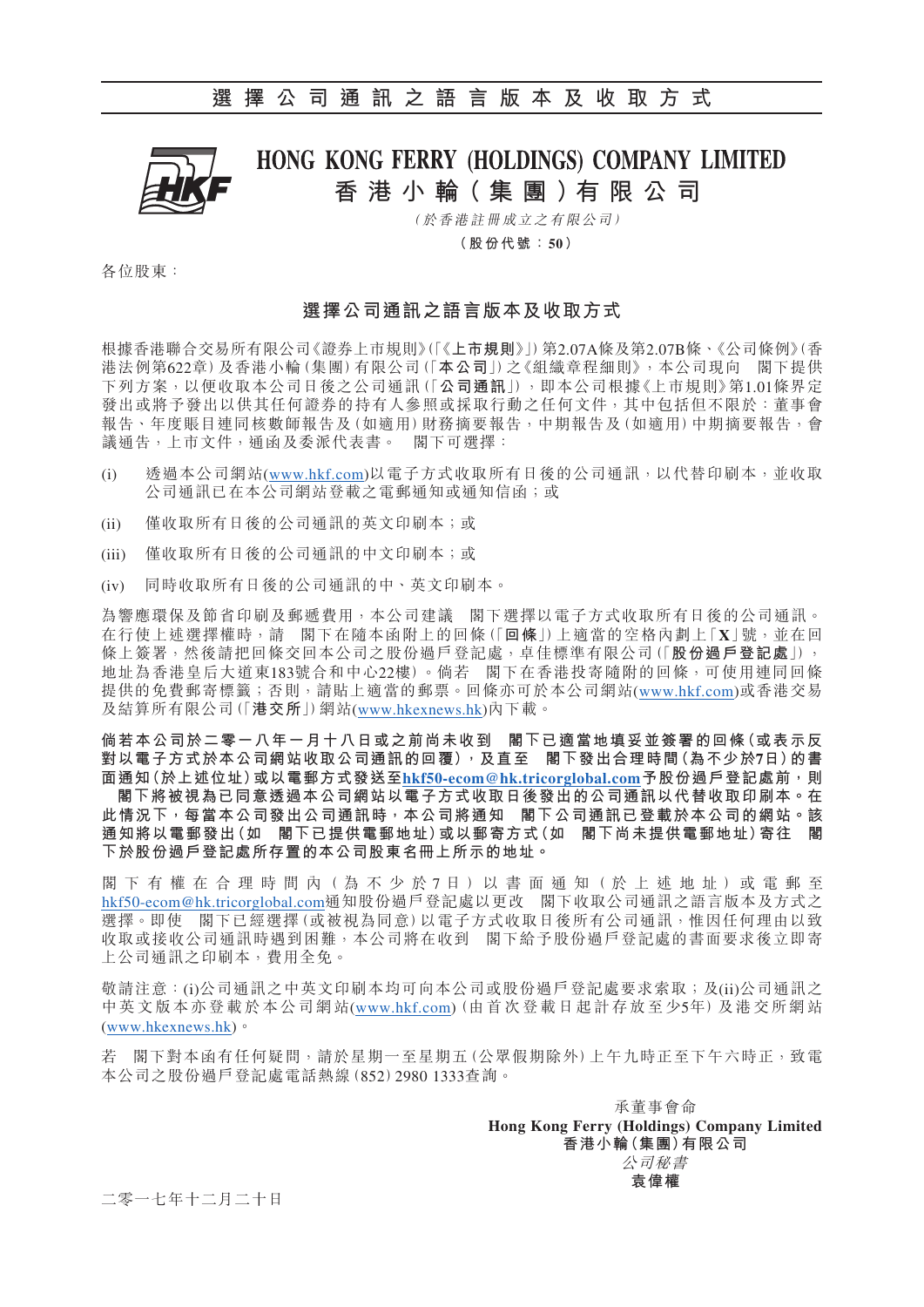# 選擇公司通訊之語言版本及收取方式

## HONG KONG FERRY (HOLDINGS) COMPANY LIMITED
## 香港小輪(集團)有限公司

*(於香港註冊成立之有限公司)*

**(股份代號:50)**

各位股東:

### 選擇公司通訊之語言版本及收取方式

根據香港聯合交易所有限公司《證券上市規則》(「《**上市規則**》」)第2.07A條及第2.07B條、《公司條例》(香港法例第622章)及香港小輪(集團)有限公司(「**本公司**」)之《組織章程細則》,本公司現向 閣下提供下列方案,以便收取本公司日後之公司通訊(「**公司通訊**」),即本公司根據《上市規則》第1.01條界定發出或將予發出以供其任何證券的持有人參照或採取行動之任何文件,其中包括但不限於:董事會報告、年度賬目連同核數師報告及(如適用)財務摘要報告,中期報告及(如適用)中期摘要報告,會議通告,上市文件,通函及委派代表書。 閣下可選擇:

(i) 透過本公司網站(www.hkf.com)以電子方式收取所有日後的公司通訊,以代替印刷本,並收取公司通訊已在本公司網站登載之電郵通知或通知信函;或

(ii) 僅收取所有日後的公司通訊的英文印刷本;或

(iii) 僅收取所有日後的公司通訊的中文印刷本;或

(iv) 同時收取所有日後的公司通訊的中、英文印刷本。

為響應環保及節省印刷及郵遞費用,本公司建議 閣下選擇以電子方式收取所有日後的公司通訊。在行使上述選擇權時,請 閣下在隨本函附上的回條(「**回條**」)上適當的空格內劃上「**X**」號,並在回條上簽署,然後請把回條交回本公司之股份過戶登記處,卓佳標準有限公司(「**股份過戶登記處**」),地址為香港皇后大道東183號合和中心22樓)。倘若 閣下在香港投寄隨附的回條,可使用連同回條提供的免費郵寄標籤;否則,請貼上適當的郵票。回條亦可於本公司網站(www.hkf.com)或香港交易及結算所有限公司(「**港交所**」)網站(www.hkexnews.hk)內下載。

**倘若本公司於二零一八年一月十八日或之前尚未收到 閣下已適當地填妥並簽署的回條(或表示反對以電子方式於本公司網站收取公司通訊的回覆),及直至 閣下發出合理時間(為不少於7日)的書面通知(於上述位址)或以電郵方式發送至hkf50-ecom@hk.tricorglobal.com予股份過戶登記處前,則 閣下將被視為已同意透過本公司網站以電子方式收取日後發出的公司通訊以代替收取印刷本。在此情況下,每當本公司發出公司通訊時,本公司將通知 閣下公司通訊已登載於本公司的網站。該通知將以電郵發出(如 閣下已提供電郵地址)或以郵寄方式(如 閣下尚未提供電郵地址)寄往 閣下於股份過戶登記處存置的本公司股東名冊上所示的地址。**

閣下有權在合理時間內(為不少於7日)以書面通知(於上述地址)或電郵至hkf50-ecom@hk.tricorglobal.com通知股份過戶登記處以更改 閣下收取公司通訊之語言版本及方式之選擇。即使 閣下已經選擇(或被視為同意)以電子方式收取日後所有公司通訊,惟因任何理由以致收取或接收公司通訊時遇到困難,本公司將在收到 閣下給予股份過戶登記處的書面要求後立即寄上公司通訊之印刷本,費用全免。

敬請注意:(i)公司通訊之中英文印刷本均可向本公司或股份過戶登記處要求索取;及(ii)公司通訊之中英文版本亦登載於本公司網站(www.hkf.com)(由首次登載日起計存放至少5年)及港交所網站(www.hkexnews.hk)。

若 閣下對本函有任何疑問,請於星期一至星期五(公眾假期除外)上午九時正至下午六時正,致電本公司之股份過戶登記處電話熱線(852) 2980 1333查詢。

承董事會命
**Hong Kong Ferry (Holdings) Company Limited**
**香港小輪(集團)有限公司**
*公司秘書*
**袁偉權**

二零一七年十二月二十日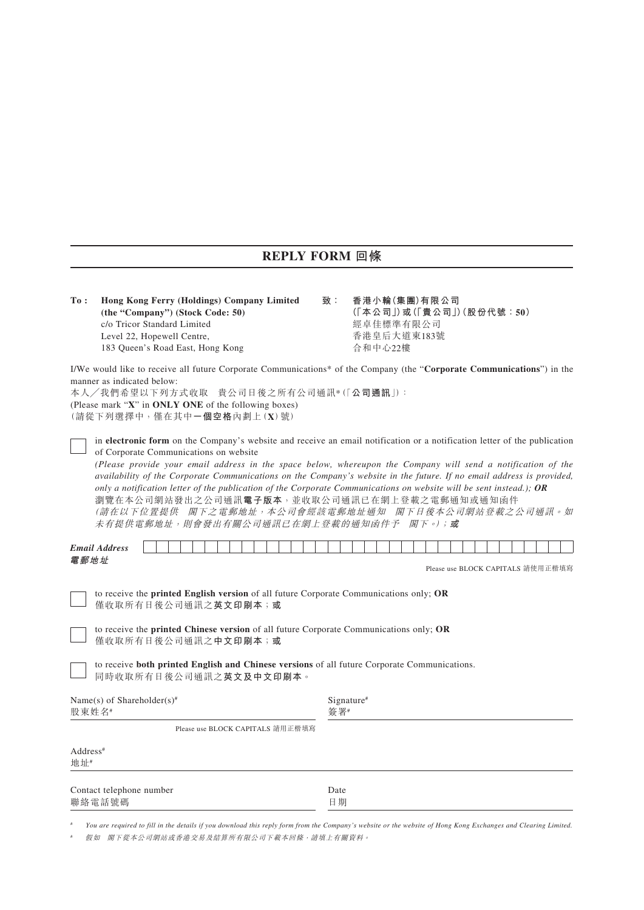# REPLY FORM 回條

**To : Hong Kong Ferry (Holdings) Company Limited (the "Company") (Stock Code: 50)**
c/o Tricor Standard Limited
Level 22, Hopewell Centre,
183 Queen's Road East, Hong Kong

**致： 香港小輪(集團)有限公司**
**(「本公司」)或(「貴公司」)(股份代號：50)**
經卓佳標準有限公司
香港皇后大道東183號
合和中心22樓

I/We would like to receive all future Corporate Communications* of the Company (the "**Corporate Communications**") in the manner as indicated below:
本人╱我們希望以下列方式收取　貴公司日後之所有公司通訊*(「**公司通訊**」)：
(Please mark "**X**" in **ONLY ONE** of the following boxes)
(請從下列選擇中，僅在其中**一個空格**內劃上(**X**)號)

☐ in **electronic form** on the Company's website and receive an email notification or a notification letter of the publication of Corporate Communications on website
*(Please provide your email address in the space below, whereupon the Company will send a notification of the availability of the Corporate Communications on the Company's website in the future. If no email address is provided, only a notification letter of the publication of the Corporate Communications on website will be sent instead.);* ***OR***
瀏覽在本公司網站發出之公司通訊**電子版本**，並收取公司通訊已在網上登載之電郵通知或通知函件
*(請在以下位置提供　閣下之電郵地址，本公司會經該電郵地址通知　閣下日後本公司網站登載之公司通訊。如未有提供電郵地址，則會發出有關公司通訊已在網上登載的通知函件予　閣下。)；**或***

***Email Address***
***電郵地址*** ______________________________

Please use BLOCK CAPITALS 請使用正楷填寫

☐ to receive the **printed English version** of all future Corporate Communications only; **OR**
僅收取所有日後公司通訊之**英文印刷本；或**

☐ to receive the **printed Chinese version** of all future Corporate Communications only; **OR**
僅收取所有日後公司通訊之**中文印刷本；或**

☐ to receive **both printed English and Chinese versions** of all future Corporate Communications.
同時收取所有日後公司通訊之**英文及中文印刷本**。

Name(s) of Shareholder(s)#
股東姓名# ______________________________

Please use BLOCK CAPITALS 請用正楷填寫

Signature#
簽署# ______________________________

Address#
地址# ______________________________

Contact telephone number
聯絡電話號碼 ______________________________

Date
日期 ______________________________

# *You are required to fill in the details if you download this reply form from the Company's website or the website of Hong Kong Exchanges and Clearing Limited.*

# *假如　閣下從本公司網站或香港交易及結算所有限公司下載本回條，請填上有關資料。*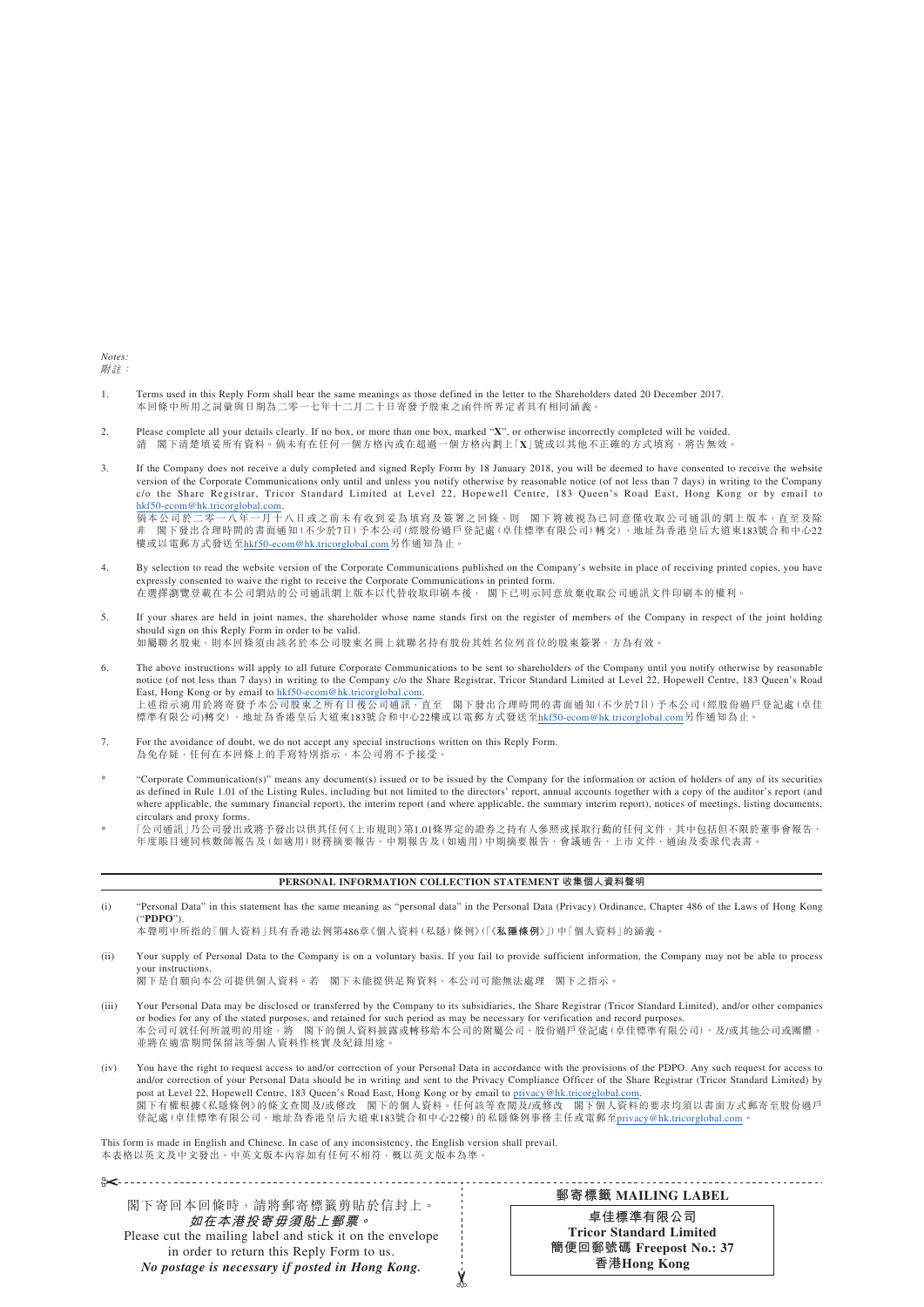*Notes:*
*附註：*

1. Terms used in this Reply Form shall bear the same meanings as those defined in the letter to the Shareholders dated 20 December 2017.
   本回條中所用之詞彙與日期為二零一七年十二月二十日寄發予股東之函件所界定者具有相同涵義。

2. Please complete all your details clearly. If no box, or more than one box, marked "**X**", or otherwise incorrectly completed will be voided.
   請　閣下清楚填妥所有資料。倘未有在任何一個方格內或在超過一個方格內劃上「**X**」號或以其他不正確的方式填寫，將告無效。

3. If the Company does not receive a duly completed and signed Reply Form by 18 January 2018, you will be deemed to have consented to receive the website version of the Corporate Communications only until and unless you notify otherwise by reasonable notice (of not less than 7 days) in writing to the Company c/o the Share Registrar, Tricor Standard Limited at Level 22, Hopewell Centre, 183 Queen's Road East, Hong Kong or by email to hkf50-ecom@hk.tricorglobal.com.
   倘本公司於二零一八年一月十八日或之前未有收到妥為填寫及簽署之回條，則　閣下將被視為已同意僅收取公司通訊的網上版本，直至及除非　閣下發出合理時間的書面通知(不少於7日)予本公司(經股份過戶登記處(卓佳標準有限公司)轉交)，地址為香港皇后大道東183號合和中心22樓或以電郵方式發送至hkf50-ecom@hk.tricorglobal.com另作通知為止。

4. By selection to read the website version of the Corporate Communications published on the Company's website in place of receiving printed copies, you have expressly consented to waive the right to receive the Corporate Communications in printed form.
   在選擇瀏覽登載在本公司網站的公司通訊網上版本以代替收取印刷本後，　閣下已明示同意放棄收取公司通訊文件印刷本的權利。

5. If your shares are held in joint names, the shareholder whose name stands first on the register of members of the Company in respect of the joint holding should sign on this Reply Form in order to be valid.
   如屬聯名股東，則本回條須由該名於本公司股東名冊上就聯名持有股份其姓名位列首位的股東簽署，方為有效。

6. The above instructions will apply to all future Corporate Communications to be sent to shareholders of the Company until you notify otherwise by reasonable notice (of not less than 7 days) in writing to the Company c/o the Share Registrar, Tricor Standard Limited at Level 22, Hopewell Centre, 183 Queen's Road East, Hong Kong or by email to hkf50-ecom@hk.tricorglobal.com.
   上述指示適用於將寄發予本公司股東之所有日後公司通訊，直至　閣下發出合理時間的書面通知(不少於7日)予本公司(經股份過戶登記處(卓佳標準有限公司)轉交)，地址為香港皇后大道東183號合和中心22樓或以電郵方式發送至hkf50-ecom@hk.tricorglobal.com另作通知為止。

7. For the avoidance of doubt, we do not accept any special instructions written on this Reply Form.
   為免存疑，任何在本回條上的手寫特別指示，本公司將不予接受。

\* "Corporate Communication(s)" means any document(s) issued or to be issued by the Company for the information or action of holders of any of its securities as defined in Rule 1.01 of the Listing Rules, including but not limited to the directors' report, annual accounts together with a copy of the auditor's report (and where applicable, the summary financial report), the interim report (and where applicable, the summary interim report), notices of meetings, listing documents, circulars and proxy forms.

\* 「公司通訊」乃公司發出或將予發出以供其任何《上市規則》第1.01條界定的證券之持有人參照或採取行動的任何文件，其中包括但不限於董事會報告、年度賬目連同核數師報告及(如適用)財務摘要報告、中期報告及(如適用)中期摘要報告、會議通告、上市文件、通函及委派代表書。

## PERSONAL INFORMATION COLLECTION STATEMENT 收集個人資料聲明

(i) "Personal Data" in this statement has the same meaning as "personal data" in the Personal Data (Privacy) Ordinance, Chapter 486 of the Laws of Hong Kong ("**PDPO**").
本聲明中所指的「個人資料」具有香港法例第486章《個人資料(私隱)條例》(「《**私隱條例**》」)中「個人資料」的涵義。

(ii) Your supply of Personal Data to the Company is on a voluntary basis. If you fail to provide sufficient information, the Company may not be able to process your instructions.
閣下是自願向本公司提供個人資料。若　閣下未能提供足夠資料，本公司可能無法處理　閣下之指示。

(iii) Your Personal Data may be disclosed or transferred by the Company to its subsidiaries, the Share Registrar (Tricor Standard Limited), and/or other companies or bodies for any of the stated purposes, and retained for such period as may be necessary for verification and record purposes.
本公司可就任何所說明的用途，將　閣下的個人資料披露或轉移給本公司的附屬公司、股份過戶登記處(卓佳標準有限公司)、及/或其他公司或團體，並將在適當期間保留該等個人資料作核實及紀錄用途。

(iv) You have the right to request access to and/or correction of your Personal Data in accordance with the provisions of the PDPO. Any such request for access to and/or correction of your Personal Data should be in writing and sent to the Privacy Compliance Officer of the Share Registrar (Tricor Standard Limited) by post at Level 22, Hopewell Centre, 183 Queen's Road East, Hong Kong or by email to privacy@hk.tricorglobal.com.
閣下有權根據《私隱條例》的條文查閱及/或修改　閣下的個人資料。任何該等查閱及/或修改　閣下個人資料的要求均須以書面方式郵寄至股份過戶登記處(卓佳標準有限公司，地址為香港皇后大道東183號合和中心22樓)的私隱條例事務主任或電郵至privacy@hk.tricorglobal.com。

This form is made in English and Chinese. In case of any inconsistency, the English version shall prevail.
本表格以英文及中文發出。中英文版本內容如有任何不相符，概以英文版本為準。

閣下寄回本回條時，請將郵寄標籤剪貼於信封上。
***如在本港投寄毋須貼上郵票。***
Please cut the mailing label and stick it on the envelope in order to return this Reply Form to us.
***No postage is necessary if posted in Hong Kong.***

**郵寄標籤 MAILING LABEL**

**卓佳標準有限公司**
**Tricor Standard Limited**
**簡便回郵號碼 Freepost No.: 37**
**香港Hong Kong**